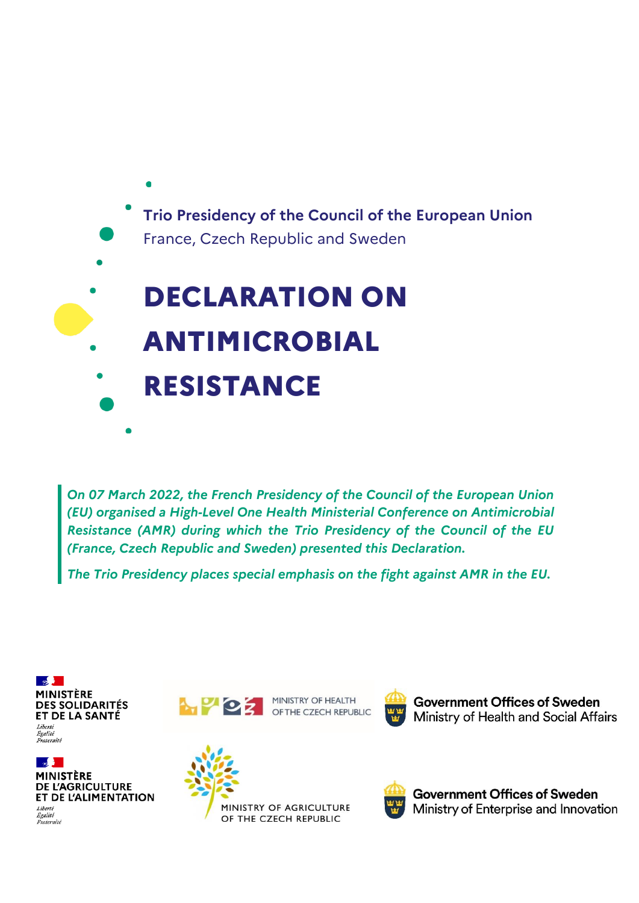**Trio Presidency of the Council of the European Union**

France, Czech Republic and Sweden

# DECLARATION ON ANTIMICROBIAL RESISTANCE

*On 07 March 2022, the French Presidency of the Council of the European Union (EU) organised a High-Level One Health Ministerial Conference on Antimicrobial Resistance (AMR) during which the Trio Presidency of the Council of the EU (France, Czech Republic and Sweden) presented this Declaration.*

*The Trio Presidency places special emphasis on the fight against AMR in the EU.*

MINISTÈRE DES SOLIDARITÉS ET DE LA SANTÉ
Liberté Égalité Fraternité

MINISTRY OF HEALTH OF THE CZECH REPUBLIC

Government Offices of Sweden
Ministry of Health and Social Affairs

MINISTÈRE DE L'AGRICULTURE ET DE L'ALIMENTATION
Liberté Égalité Fraternité

MINISTRY OF AGRICULTURE OF THE CZECH REPUBLIC

Government Offices of Sweden
Ministry of Enterprise and Innovation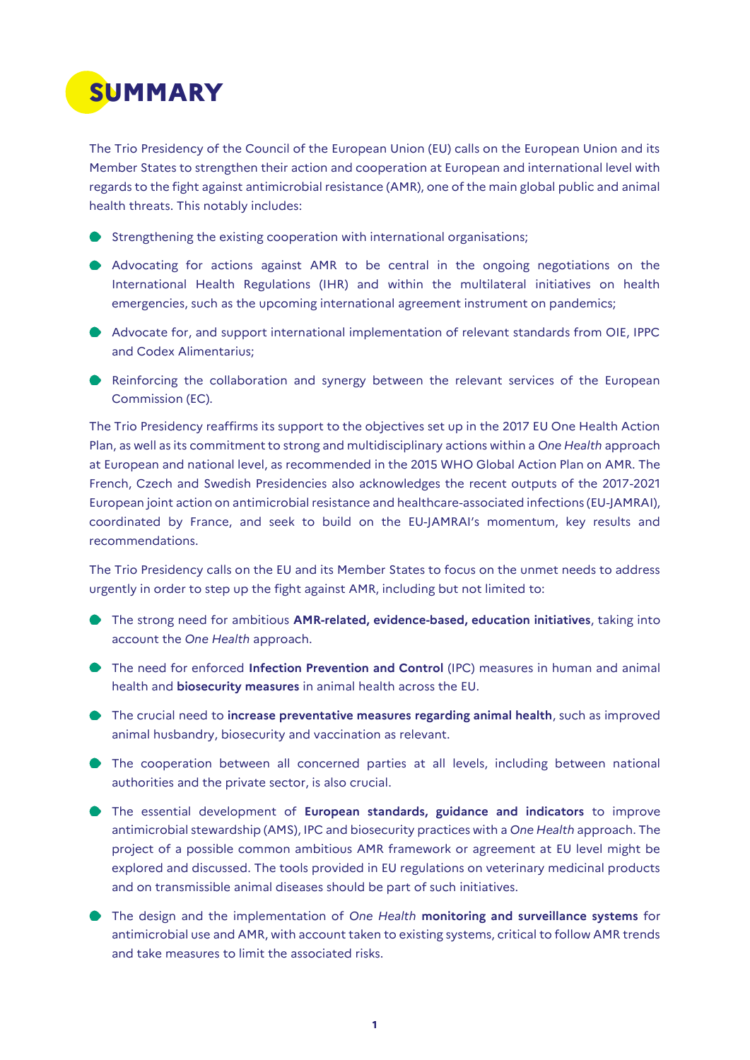# SUMMARY

The Trio Presidency of the Council of the European Union (EU) calls on the European Union and its Member States to strengthen their action and cooperation at European and international level with regards to the fight against antimicrobial resistance (AMR), one of the main global public and animal health threats. This notably includes:

- Strengthening the existing cooperation with international organisations;
- Advocating for actions against AMR to be central in the ongoing negotiations on the International Health Regulations (IHR) and within the multilateral initiatives on health emergencies, such as the upcoming international agreement instrument on pandemics;
- Advocate for, and support international implementation of relevant standards from OIE, IPPC and Codex Alimentarius;
- Reinforcing the collaboration and synergy between the relevant services of the European Commission (EC).

The Trio Presidency reaffirms its support to the objectives set up in the 2017 EU One Health Action Plan, as well as its commitment to strong and multidisciplinary actions within a *One Health* approach at European and national level, as recommended in the 2015 WHO Global Action Plan on AMR. The French, Czech and Swedish Presidencies also acknowledges the recent outputs of the 2017-2021 European joint action on antimicrobial resistance and healthcare-associated infections (EU-JAMRAI), coordinated by France, and seek to build on the EU-JAMRAI's momentum, key results and recommendations.

The Trio Presidency calls on the EU and its Member States to focus on the unmet needs to address urgently in order to step up the fight against AMR, including but not limited to:

- The strong need for ambitious **AMR-related, evidence-based, education initiatives**, taking into account the *One Health* approach.
- The need for enforced **Infection Prevention and Control** (IPC) measures in human and animal health and **biosecurity measures** in animal health across the EU.
- The crucial need to **increase preventative measures regarding animal health**, such as improved animal husbandry, biosecurity and vaccination as relevant.
- The cooperation between all concerned parties at all levels, including between national authorities and the private sector, is also crucial.
- The essential development of **European standards, guidance and indicators** to improve antimicrobial stewardship (AMS), IPC and biosecurity practices with a *One Health* approach. The project of a possible common ambitious AMR framework or agreement at EU level might be explored and discussed. The tools provided in EU regulations on veterinary medicinal products and on transmissible animal diseases should be part of such initiatives.
- The design and the implementation of *One Health* **monitoring and surveillance systems** for antimicrobial use and AMR, with account taken to existing systems, critical to follow AMR trends and take measures to limit the associated risks.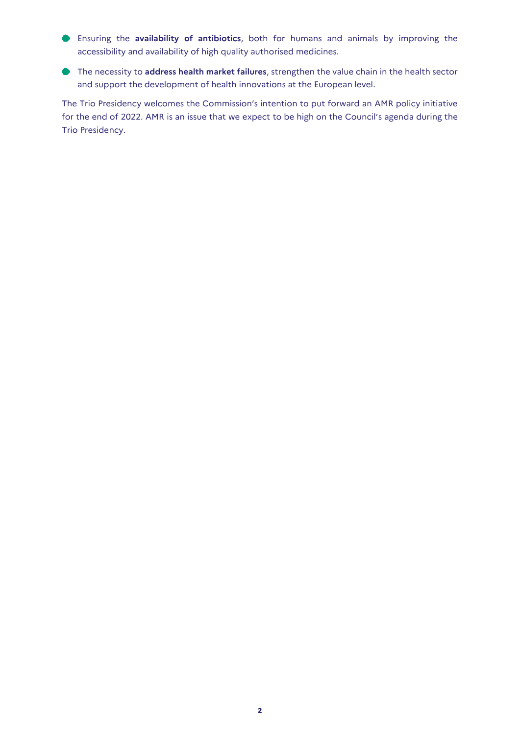- Ensuring the **availability of antibiotics**, both for humans and animals by improving the accessibility and availability of high quality authorised medicines.
- The necessity to **address health market failures**, strengthen the value chain in the health sector and support the development of health innovations at the European level.

The Trio Presidency welcomes the Commission's intention to put forward an AMR policy initiative for the end of 2022. AMR is an issue that we expect to be high on the Council's agenda during the Trio Presidency.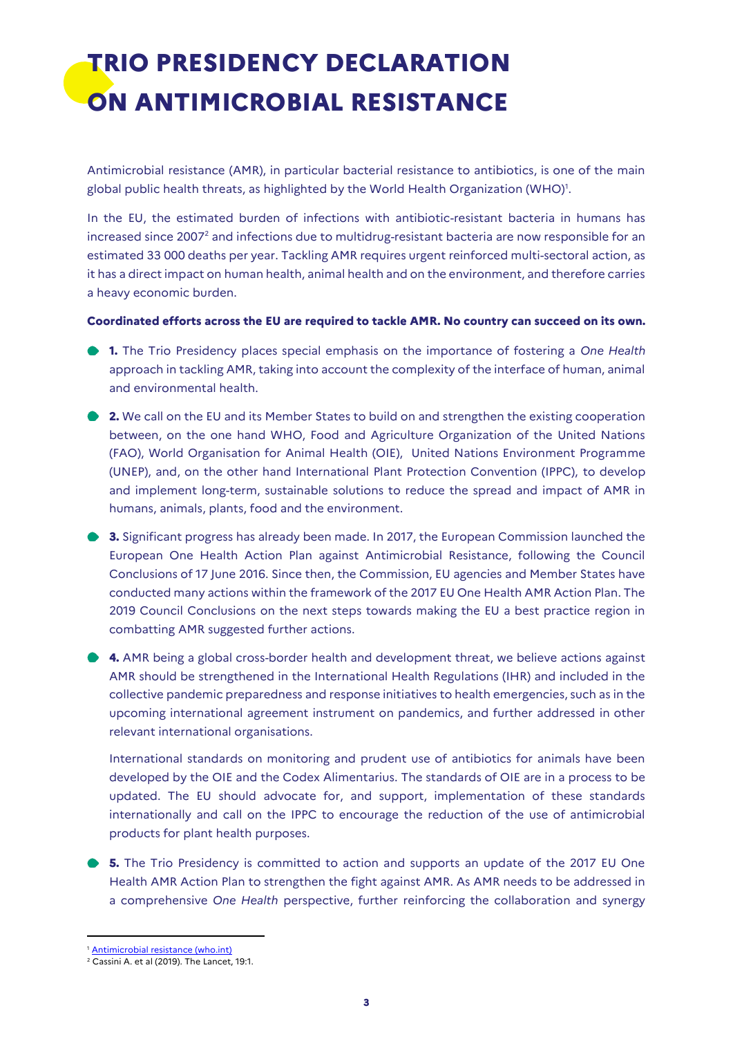# TRIO PRESIDENCY DECLARATION ON ANTIMICROBIAL RESISTANCE

Antimicrobial resistance (AMR), in particular bacterial resistance to antibiotics, is one of the main global public health threats, as highlighted by the World Health Organization (WHO)[1].

In the EU, the estimated burden of infections with antibiotic-resistant bacteria in humans has increased since 2007[2] and infections due to multidrug-resistant bacteria are now responsible for an estimated 33 000 deaths per year. Tackling AMR requires urgent reinforced multi-sectoral action, as it has a direct impact on human health, animal health and on the environment, and therefore carries a heavy economic burden.

**Coordinated efforts across the EU are required to tackle AMR. No country can succeed on its own.**

- **1.** The Trio Presidency places special emphasis on the importance of fostering a *One Health* approach in tackling AMR, taking into account the complexity of the interface of human, animal and environmental health.

- **2.** We call on the EU and its Member States to build on and strengthen the existing cooperation between, on the one hand WHO, Food and Agriculture Organization of the United Nations (FAO), World Organisation for Animal Health (OIE), United Nations Environment Programme (UNEP), and, on the other hand International Plant Protection Convention (IPPC), to develop and implement long-term, sustainable solutions to reduce the spread and impact of AMR in humans, animals, plants, food and the environment.

- **3.** Significant progress has already been made. In 2017, the European Commission launched the European One Health Action Plan against Antimicrobial Resistance, following the Council Conclusions of 17 June 2016. Since then, the Commission, EU agencies and Member States have conducted many actions within the framework of the 2017 EU One Health AMR Action Plan. The 2019 Council Conclusions on the next steps towards making the EU a best practice region in combatting AMR suggested further actions.

- **4.** AMR being a global cross-border health and development threat, we believe actions against AMR should be strengthened in the International Health Regulations (IHR) and included in the collective pandemic preparedness and response initiatives to health emergencies, such as in the upcoming international agreement instrument on pandemics, and further addressed in other relevant international organisations.

  International standards on monitoring and prudent use of antibiotics for animals have been developed by the OIE and the Codex Alimentarius. The standards of OIE are in a process to be updated. The EU should advocate for, and support, implementation of these standards internationally and call on the IPPC to encourage the reduction of the use of antimicrobial products for plant health purposes.

- **5.** The Trio Presidency is committed to action and supports an update of the 2017 EU One Health AMR Action Plan to strengthen the fight against AMR. As AMR needs to be addressed in a comprehensive *One Health* perspective, further reinforcing the collaboration and synergy

---

[1] Antimicrobial resistance (who.int)

[2] Cassini A. et al (2019). The Lancet, 19:1.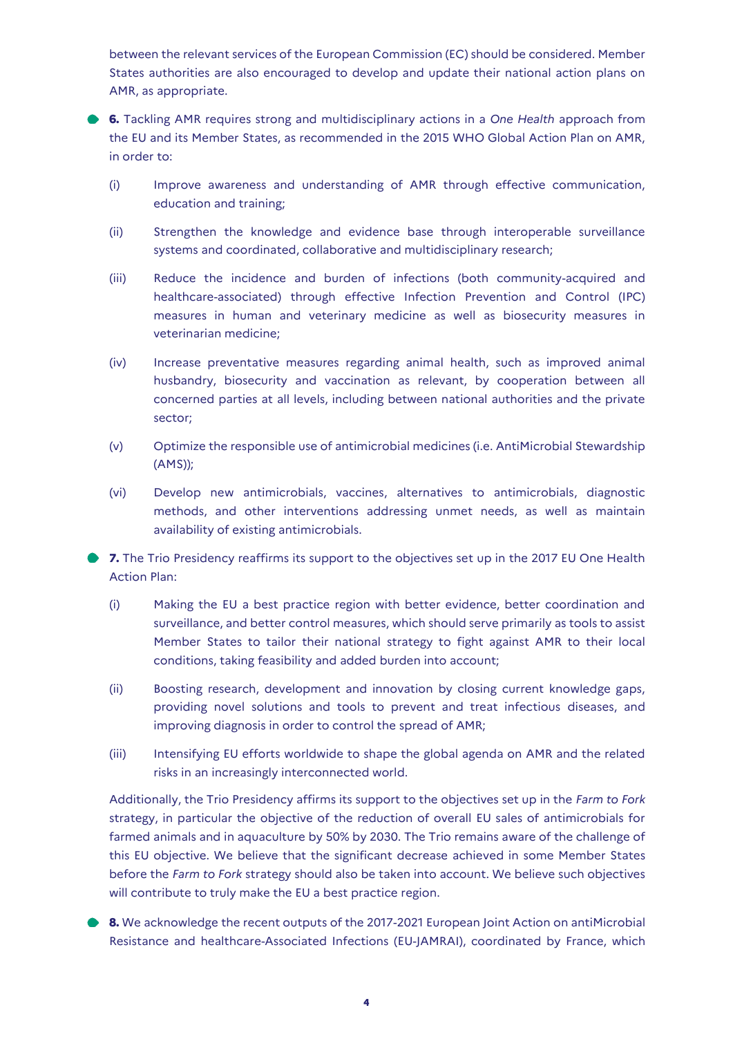between the relevant services of the European Commission (EC) should be considered. Member States authorities are also encouraged to develop and update their national action plans on AMR, as appropriate.

- **6.** Tackling AMR requires strong and multidisciplinary actions in a *One Health* approach from the EU and its Member States, as recommended in the 2015 WHO Global Action Plan on AMR, in order to:

  (i) Improve awareness and understanding of AMR through effective communication, education and training;

  (ii) Strengthen the knowledge and evidence base through interoperable surveillance systems and coordinated, collaborative and multidisciplinary research;

  (iii) Reduce the incidence and burden of infections (both community-acquired and healthcare-associated) through effective Infection Prevention and Control (IPC) measures in human and veterinary medicine as well as biosecurity measures in veterinarian medicine;

  (iv) Increase preventative measures regarding animal health, such as improved animal husbandry, biosecurity and vaccination as relevant, by cooperation between all concerned parties at all levels, including between national authorities and the private sector;

  (v) Optimize the responsible use of antimicrobial medicines (i.e. AntiMicrobial Stewardship (AMS));

  (vi) Develop new antimicrobials, vaccines, alternatives to antimicrobials, diagnostic methods, and other interventions addressing unmet needs, as well as maintain availability of existing antimicrobials.

- **7.** The Trio Presidency reaffirms its support to the objectives set up in the 2017 EU One Health Action Plan:

  (i) Making the EU a best practice region with better evidence, better coordination and surveillance, and better control measures, which should serve primarily as tools to assist Member States to tailor their national strategy to fight against AMR to their local conditions, taking feasibility and added burden into account;

  (ii) Boosting research, development and innovation by closing current knowledge gaps, providing novel solutions and tools to prevent and treat infectious diseases, and improving diagnosis in order to control the spread of AMR;

  (iii) Intensifying EU efforts worldwide to shape the global agenda on AMR and the related risks in an increasingly interconnected world.

  Additionally, the Trio Presidency affirms its support to the objectives set up in the *Farm to Fork* strategy, in particular the objective of the reduction of overall EU sales of antimicrobials for farmed animals and in aquaculture by 50% by 2030. The Trio remains aware of the challenge of this EU objective. We believe that the significant decrease achieved in some Member States before the *Farm to Fork* strategy should also be taken into account. We believe such objectives will contribute to truly make the EU a best practice region.

- **8.** We acknowledge the recent outputs of the 2017-2021 European Joint Action on antiMicrobial Resistance and healthcare-Associated Infections (EU-JAMRAI), coordinated by France, which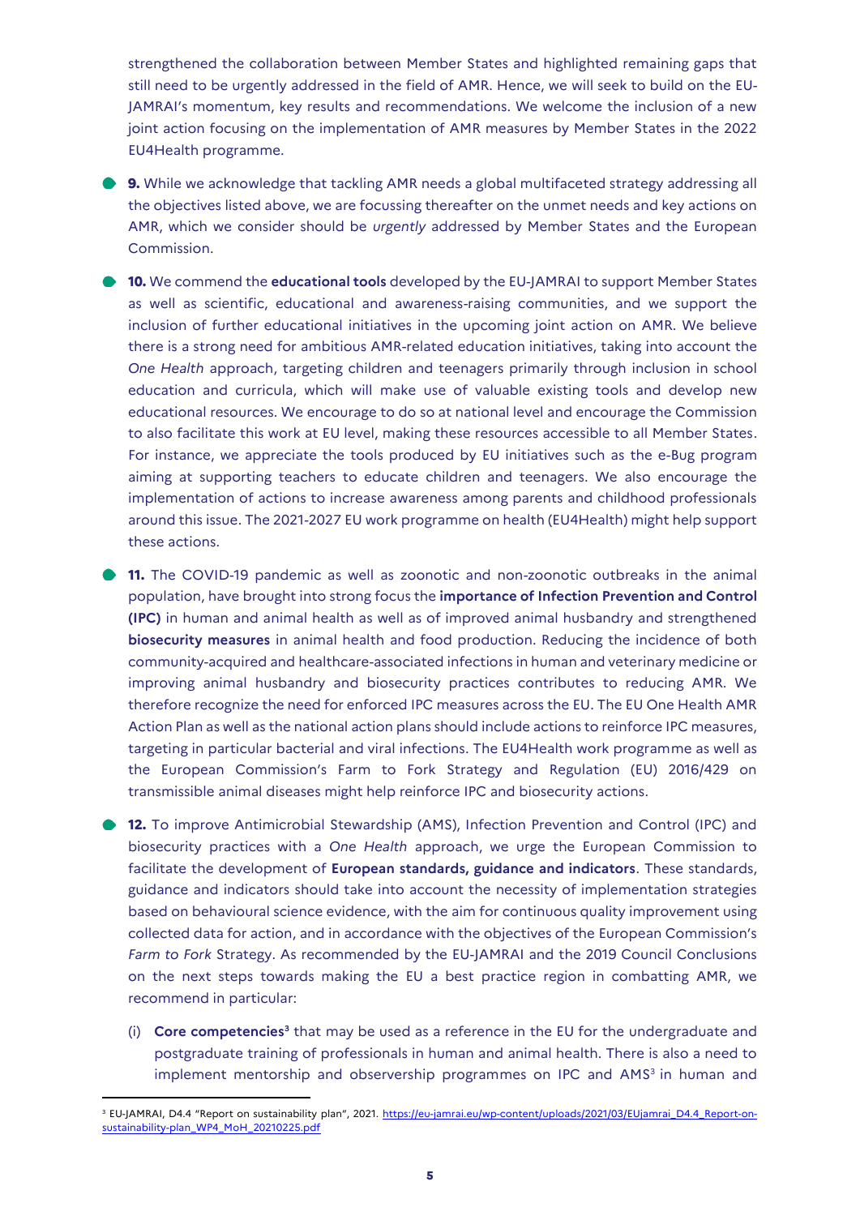strengthened the collaboration between Member States and highlighted remaining gaps that still need to be urgently addressed in the field of AMR. Hence, we will seek to build on the EU-JAMRAI's momentum, key results and recommendations. We welcome the inclusion of a new joint action focusing on the implementation of AMR measures by Member States in the 2022 EU4Health programme.

- **9.** While we acknowledge that tackling AMR needs a global multifaceted strategy addressing all the objectives listed above, we are focussing thereafter on the unmet needs and key actions on AMR, which we consider should be *urgently* addressed by Member States and the European Commission.

- **10.** We commend the **educational tools** developed by the EU-JAMRAI to support Member States as well as scientific, educational and awareness-raising communities, and we support the inclusion of further educational initiatives in the upcoming joint action on AMR. We believe there is a strong need for ambitious AMR-related education initiatives, taking into account the *One Health* approach, targeting children and teenagers primarily through inclusion in school education and curricula, which will make use of valuable existing tools and develop new educational resources. We encourage to do so at national level and encourage the Commission to also facilitate this work at EU level, making these resources accessible to all Member States. For instance, we appreciate the tools produced by EU initiatives such as the e-Bug program aiming at supporting teachers to educate children and teenagers. We also encourage the implementation of actions to increase awareness among parents and childhood professionals around this issue. The 2021-2027 EU work programme on health (EU4Health) might help support these actions.

- **11.** The COVID-19 pandemic as well as zoonotic and non-zoonotic outbreaks in the animal population, have brought into strong focus the **importance of Infection Prevention and Control (IPC)** in human and animal health as well as of improved animal husbandry and strengthened **biosecurity measures** in animal health and food production. Reducing the incidence of both community-acquired and healthcare-associated infections in human and veterinary medicine or improving animal husbandry and biosecurity practices contributes to reducing AMR. We therefore recognize the need for enforced IPC measures across the EU. The EU One Health AMR Action Plan as well as the national action plans should include actions to reinforce IPC measures, targeting in particular bacterial and viral infections. The EU4Health work programme as well as the European Commission's Farm to Fork Strategy and Regulation (EU) 2016/429 on transmissible animal diseases might help reinforce IPC and biosecurity actions.

- **12.** To improve Antimicrobial Stewardship (AMS), Infection Prevention and Control (IPC) and biosecurity practices with a *One Health* approach, we urge the European Commission to facilitate the development of **European standards, guidance and indicators**. These standards, guidance and indicators should take into account the necessity of implementation strategies based on behavioural science evidence, with the aim for continuous quality improvement using collected data for action, and in accordance with the objectives of the European Commission's *Farm to Fork* Strategy. As recommended by the EU-JAMRAI and the 2019 Council Conclusions on the next steps towards making the EU a best practice region in combatting AMR, we recommend in particular:

  (i) **Core competencies**[3] that may be used as a reference in the EU for the undergraduate and postgraduate training of professionals in human and animal health. There is also a need to implement mentorship and observership programmes on IPC and AMS[3] in human and

[3] EU-JAMRAI, D4.4 "Report on sustainability plan", 2021. https://eu-jamrai.eu/wp-content/uploads/2021/03/EUjamrai_D4.4_Report-on-sustainability-plan_WP4_MoH_20210225.pdf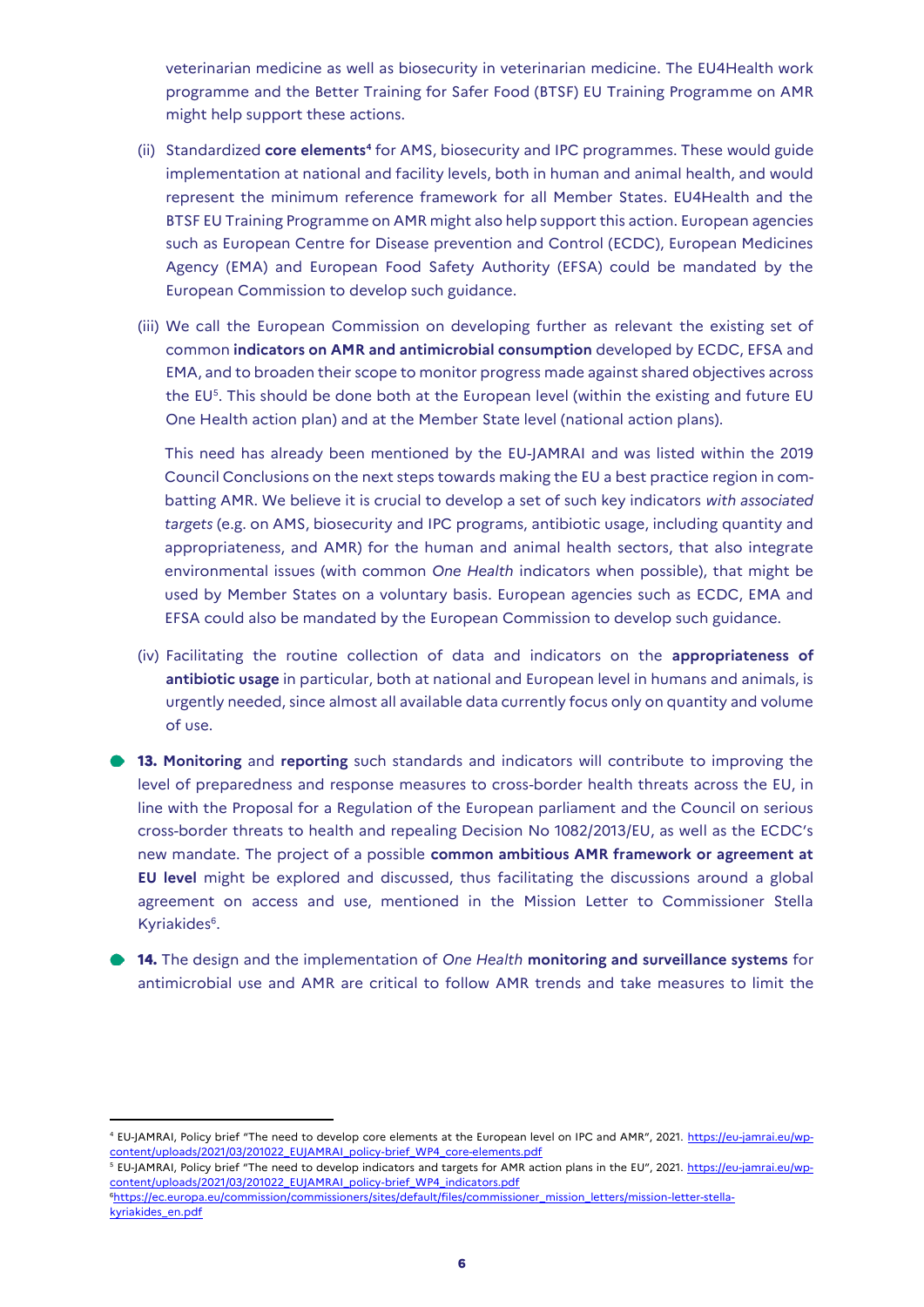veterinarian medicine as well as biosecurity in veterinarian medicine. The EU4Health work programme and the Better Training for Safer Food (BTSF) EU Training Programme on AMR might help support these actions.

(ii) Standardized **core elements**[4] for AMS, biosecurity and IPC programmes. These would guide implementation at national and facility levels, both in human and animal health, and would represent the minimum reference framework for all Member States. EU4Health and the BTSF EU Training Programme on AMR might also help support this action. European agencies such as European Centre for Disease prevention and Control (ECDC), European Medicines Agency (EMA) and European Food Safety Authority (EFSA) could be mandated by the European Commission to develop such guidance.

(iii) We call the European Commission on developing further as relevant the existing set of common **indicators on AMR and antimicrobial consumption** developed by ECDC, EFSA and EMA, and to broaden their scope to monitor progress made against shared objectives across the EU[5]. This should be done both at the European level (within the existing and future EU One Health action plan) and at the Member State level (national action plans).

This need has already been mentioned by the EU-JAMRAI and was listed within the 2019 Council Conclusions on the next steps towards making the EU a best practice region in combatting AMR. We believe it is crucial to develop a set of such key indicators *with associated targets* (e.g. on AMS, biosecurity and IPC programs, antibiotic usage, including quantity and appropriateness, and AMR) for the human and animal health sectors, that also integrate environmental issues (with common *One Health* indicators when possible), that might be used by Member States on a voluntary basis. European agencies such as ECDC, EMA and EFSA could also be mandated by the European Commission to develop such guidance.

(iv) Facilitating the routine collection of data and indicators on the **appropriateness of antibiotic usage** in particular, both at national and European level in humans and animals, is urgently needed, since almost all available data currently focus only on quantity and volume of use.

- **13. Monitoring** and **reporting** such standards and indicators will contribute to improving the level of preparedness and response measures to cross-border health threats across the EU, in line with the Proposal for a Regulation of the European parliament and the Council on serious cross-border threats to health and repealing Decision No 1082/2013/EU, as well as the ECDC's new mandate. The project of a possible **common ambitious AMR framework or agreement at EU level** might be explored and discussed, thus facilitating the discussions around a global agreement on access and use, mentioned in the Mission Letter to Commissioner Stella Kyriakides[6].

- **14.** The design and the implementation of *One Health* **monitoring and surveillance systems** for antimicrobial use and AMR are critical to follow AMR trends and take measures to limit the

---

[4] EU-JAMRAI, Policy brief "The need to develop core elements at the European level on IPC and AMR", 2021. https://eu-jamrai.eu/wp-content/uploads/2021/03/201022_EUJAMRAI_policy-brief_WP4_core-elements.pdf

[5] EU-JAMRAI, Policy brief "The need to develop indicators and targets for AMR action plans in the EU", 2021. https://eu-jamrai.eu/wp-content/uploads/2021/03/201022_EUJAMRAI_policy-brief_WP4_indicators.pdf

[6] https://ec.europa.eu/commission/commissioners/sites/default/files/commissioner_mission_letters/mission-letter-stella-kyriakides_en.pdf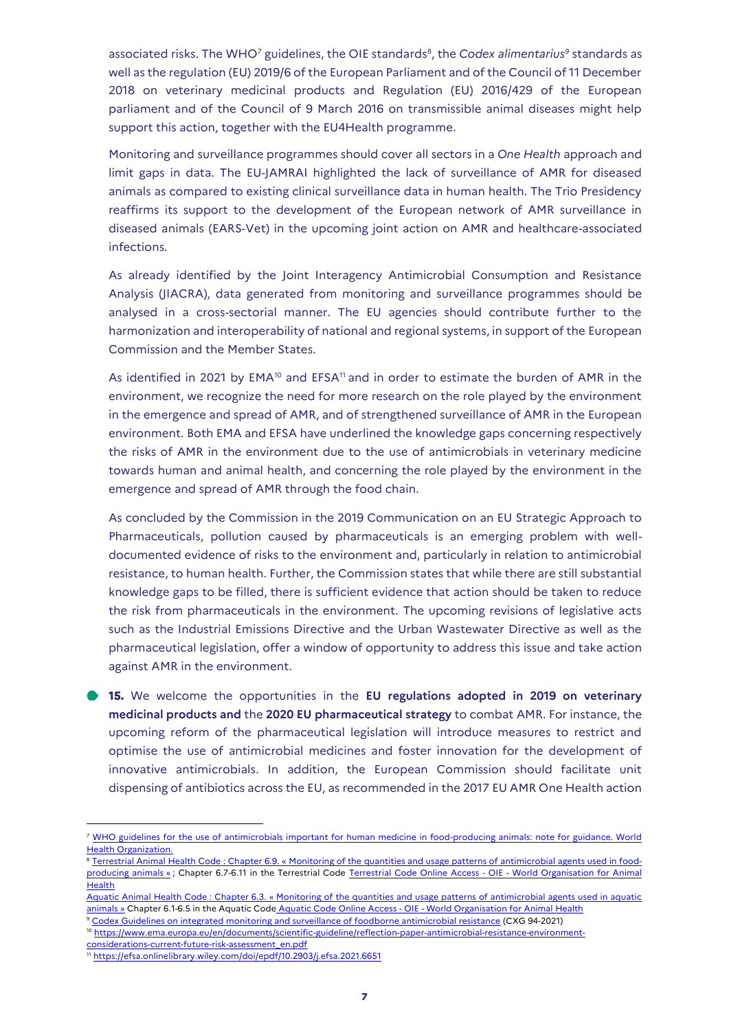associated risks. The WHO[7] guidelines, the OIE standards[8], the *Codex alimentarius*[9] standards as well as the regulation (EU) 2019/6 of the European Parliament and of the Council of 11 December 2018 on veterinary medicinal products and Regulation (EU) 2016/429 of the European parliament and of the Council of 9 March 2016 on transmissible animal diseases might help support this action, together with the EU4Health programme.

Monitoring and surveillance programmes should cover all sectors in a *One Health* approach and limit gaps in data. The EU-JAMRAI highlighted the lack of surveillance of AMR for diseased animals as compared to existing clinical surveillance data in human health. The Trio Presidency reaffirms its support to the development of the European network of AMR surveillance in diseased animals (EARS-Vet) in the upcoming joint action on AMR and healthcare-associated infections.

As already identified by the Joint Interagency Antimicrobial Consumption and Resistance Analysis (JIACRA), data generated from monitoring and surveillance programmes should be analysed in a cross-sectorial manner. The EU agencies should contribute further to the harmonization and interoperability of national and regional systems, in support of the European Commission and the Member States.

As identified in 2021 by EMA[10] and EFSA[11] and in order to estimate the burden of AMR in the environment, we recognize the need for more research on the role played by the environment in the emergence and spread of AMR, and of strengthened surveillance of AMR in the European environment. Both EMA and EFSA have underlined the knowledge gaps concerning respectively the risks of AMR in the environment due to the use of antimicrobials in veterinary medicine towards human and animal health, and concerning the role played by the environment in the emergence and spread of AMR through the food chain.

As concluded by the Commission in the 2019 Communication on an EU Strategic Approach to Pharmaceuticals, pollution caused by pharmaceuticals is an emerging problem with well-documented evidence of risks to the environment and, particularly in relation to antimicrobial resistance, to human health. Further, the Commission states that while there are still substantial knowledge gaps to be filled, there is sufficient evidence that action should be taken to reduce the risk from pharmaceuticals in the environment. The upcoming revisions of legislative acts such as the Industrial Emissions Directive and the Urban Wastewater Directive as well as the pharmaceutical legislation, offer a window of opportunity to address this issue and take action against AMR in the environment.

- **15.** We welcome the opportunities in the **EU regulations adopted in 2019 on veterinary medicinal products and** the **2020 EU pharmaceutical strategy** to combat AMR. For instance, the upcoming reform of the pharmaceutical legislation will introduce measures to restrict and optimise the use of antimicrobial medicines and foster innovation for the development of innovative antimicrobials. In addition, the European Commission should facilitate unit dispensing of antibiotics across the EU, as recommended in the 2017 EU AMR One Health action

---

[7] WHO guidelines for the use of antimicrobials important for human medicine in food-producing animals: note for guidance. World Health Organization.

[8] Terrestrial Animal Health Code : Chapter 6.9. « Monitoring of the quantities and usage patterns of antimicrobial agents used in food-producing animals » ; Chapter 6.7-6.11 in the Terrestrial Code Terrestrial Code Online Access - OIE - World Organisation for Animal Health

Aquatic Animal Health Code : Chapter 6.3. « Monitoring of the quantities and usage patterns of antimicrobial agents used in aquatic animals » Chapter 6.1-6.5 in the Aquatic Code Aquatic Code Online Access - OIE - World Organisation for Animal Health

[9] Codex Guidelines on integrated monitoring and surveillance of foodborne antimicrobial resistance (CXG 94-2021)

[10] https://www.ema.europa.eu/en/documents/scientific-guideline/reflection-paper-antimicrobial-resistance-environment-considerations-current-future-risk-assessment_en.pdf

[11] https://efsa.onlinelibrary.wiley.com/doi/epdf/10.2903/j.efsa.2021.6651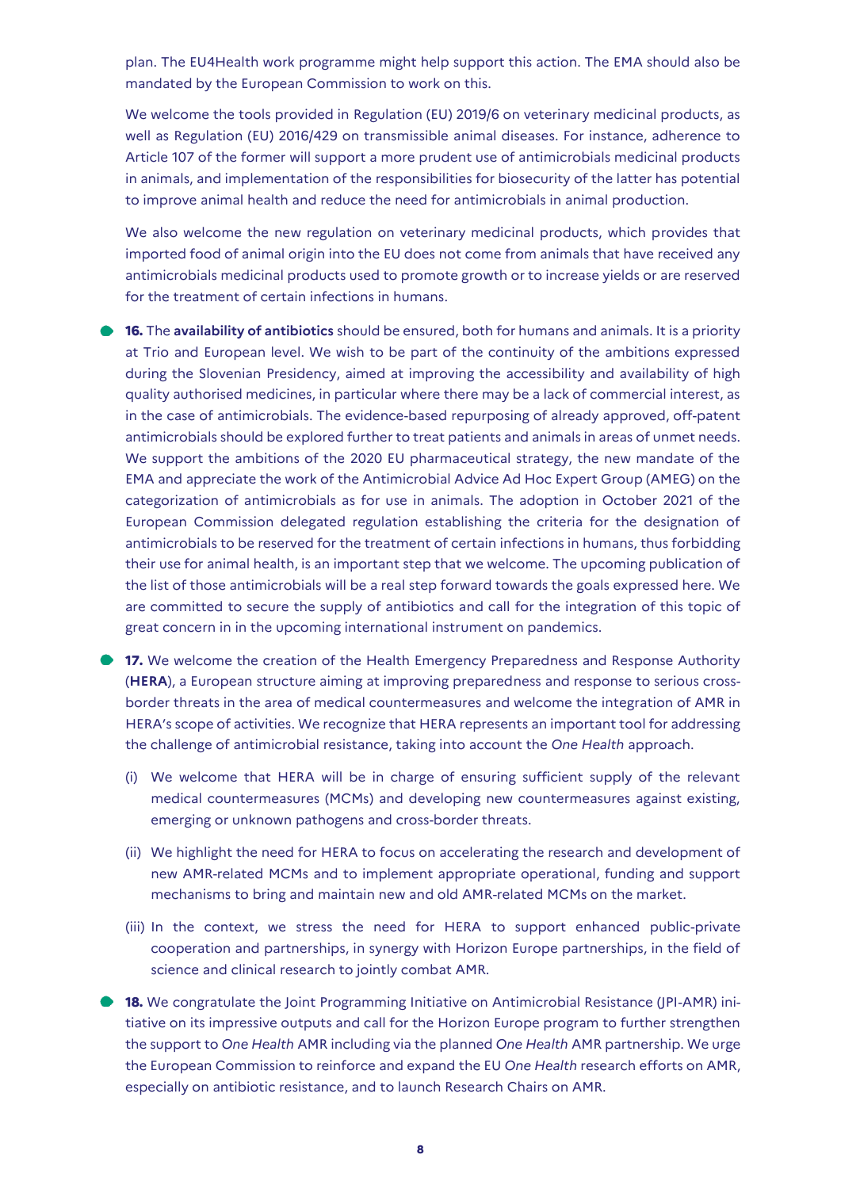plan. The EU4Health work programme might help support this action. The EMA should also be mandated by the European Commission to work on this.

We welcome the tools provided in Regulation (EU) 2019/6 on veterinary medicinal products, as well as Regulation (EU) 2016/429 on transmissible animal diseases. For instance, adherence to Article 107 of the former will support a more prudent use of antimicrobials medicinal products in animals, and implementation of the responsibilities for biosecurity of the latter has potential to improve animal health and reduce the need for antimicrobials in animal production.

We also welcome the new regulation on veterinary medicinal products, which provides that imported food of animal origin into the EU does not come from animals that have received any antimicrobials medicinal products used to promote growth or to increase yields or are reserved for the treatment of certain infections in humans.

- **16.** The **availability of antibiotics** should be ensured, both for humans and animals. It is a priority at Trio and European level. We wish to be part of the continuity of the ambitions expressed during the Slovenian Presidency, aimed at improving the accessibility and availability of high quality authorised medicines, in particular where there may be a lack of commercial interest, as in the case of antimicrobials. The evidence-based repurposing of already approved, off-patent antimicrobials should be explored further to treat patients and animals in areas of unmet needs. We support the ambitions of the 2020 EU pharmaceutical strategy, the new mandate of the EMA and appreciate the work of the Antimicrobial Advice Ad Hoc Expert Group (AMEG) on the categorization of antimicrobials as for use in animals. The adoption in October 2021 of the European Commission delegated regulation establishing the criteria for the designation of antimicrobials to be reserved for the treatment of certain infections in humans, thus forbidding their use for animal health, is an important step that we welcome. The upcoming publication of the list of those antimicrobials will be a real step forward towards the goals expressed here. We are committed to secure the supply of antibiotics and call for the integration of this topic of great concern in in the upcoming international instrument on pandemics.

- **17.** We welcome the creation of the Health Emergency Preparedness and Response Authority (**HERA**), a European structure aiming at improving preparedness and response to serious cross-border threats in the area of medical countermeasures and welcome the integration of AMR in HERA's scope of activities. We recognize that HERA represents an important tool for addressing the challenge of antimicrobial resistance, taking into account the *One Health* approach.

    (i) We welcome that HERA will be in charge of ensuring sufficient supply of the relevant medical countermeasures (MCMs) and developing new countermeasures against existing, emerging or unknown pathogens and cross-border threats.

    (ii) We highlight the need for HERA to focus on accelerating the research and development of new AMR-related MCMs and to implement appropriate operational, funding and support mechanisms to bring and maintain new and old AMR-related MCMs on the market.

    (iii) In the context, we stress the need for HERA to support enhanced public-private cooperation and partnerships, in synergy with Horizon Europe partnerships, in the field of science and clinical research to jointly combat AMR.

- **18.** We congratulate the Joint Programming Initiative on Antimicrobial Resistance (JPI-AMR) initiative on its impressive outputs and call for the Horizon Europe program to further strengthen the support to *One Health* AMR including via the planned *One Health* AMR partnership. We urge the European Commission to reinforce and expand the EU *One Health* research efforts on AMR, especially on antibiotic resistance, and to launch Research Chairs on AMR.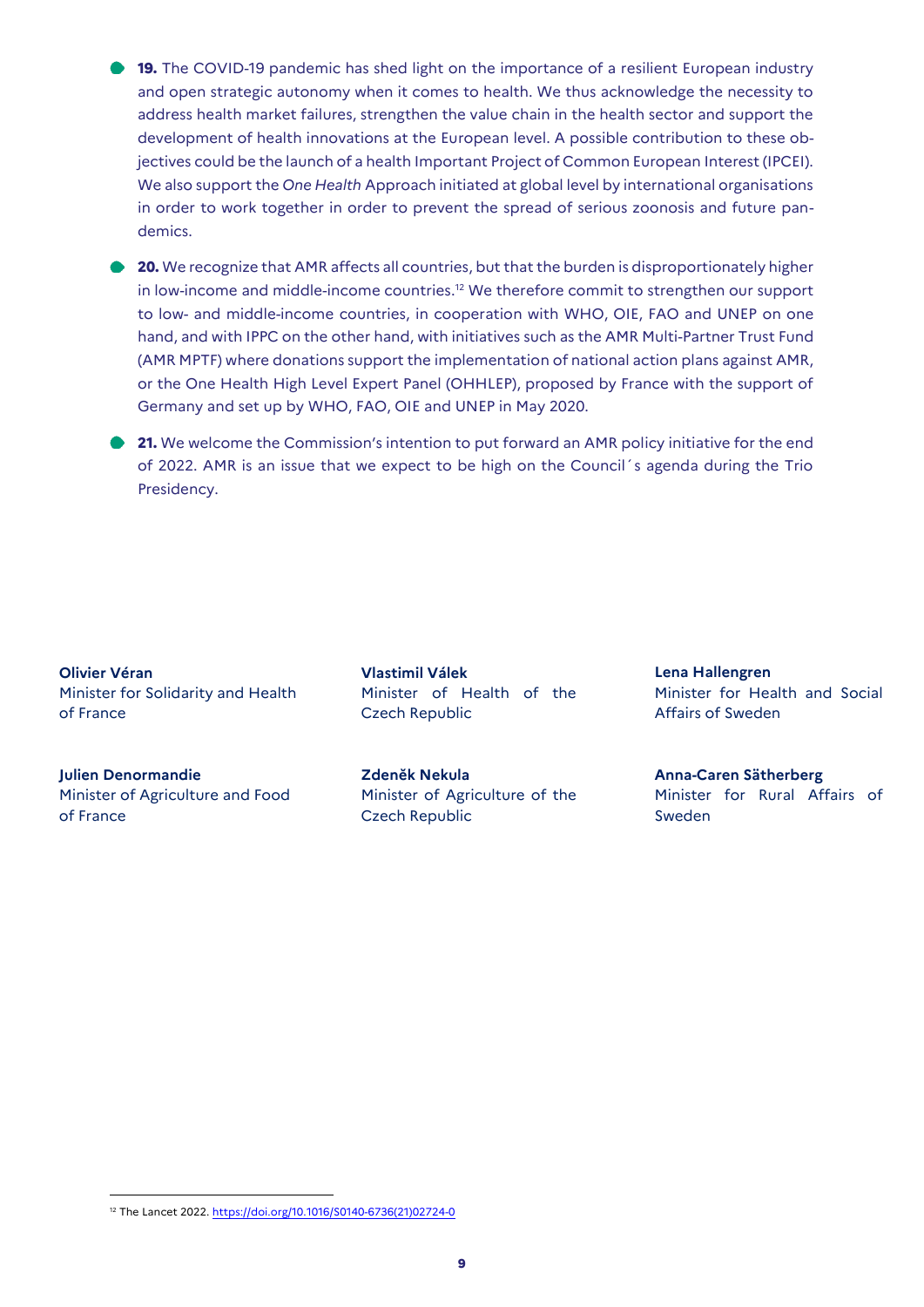- **19.** The COVID-19 pandemic has shed light on the importance of a resilient European industry and open strategic autonomy when it comes to health. We thus acknowledge the necessity to address health market failures, strengthen the value chain in the health sector and support the development of health innovations at the European level. A possible contribution to these objectives could be the launch of a health Important Project of Common European Interest (IPCEI). We also support the *One Health* Approach initiated at global level by international organisations in order to work together in order to prevent the spread of serious zoonosis and future pandemics.

- **20.** We recognize that AMR affects all countries, but that the burden is disproportionately higher in low-income and middle-income countries.[12] We therefore commit to strengthen our support to low- and middle-income countries, in cooperation with WHO, OIE, FAO and UNEP on one hand, and with IPPC on the other hand, with initiatives such as the AMR Multi-Partner Trust Fund (AMR MPTF) where donations support the implementation of national action plans against AMR, or the One Health High Level Expert Panel (OHHLEP), proposed by France with the support of Germany and set up by WHO, FAO, OIE and UNEP in May 2020.

- **21.** We welcome the Commission's intention to put forward an AMR policy initiative for the end of 2022. AMR is an issue that we expect to be high on the Council´s agenda during the Trio Presidency.

**Olivier Véran**
Minister for Solidarity and Health of France

**Julien Denormandie**
Minister of Agriculture and Food of France

**Vlastimil Válek**
Minister of Health of the Czech Republic

**Zdeněk Nekula**
Minister of Agriculture of the Czech Republic

**Lena Hallengren**
Minister for Health and Social Affairs of Sweden

**Anna-Caren Sätherberg**
Minister for Rural Affairs of Sweden

---

[12] The Lancet 2022. https://doi.org/10.1016/S0140-6736(21)02724-0